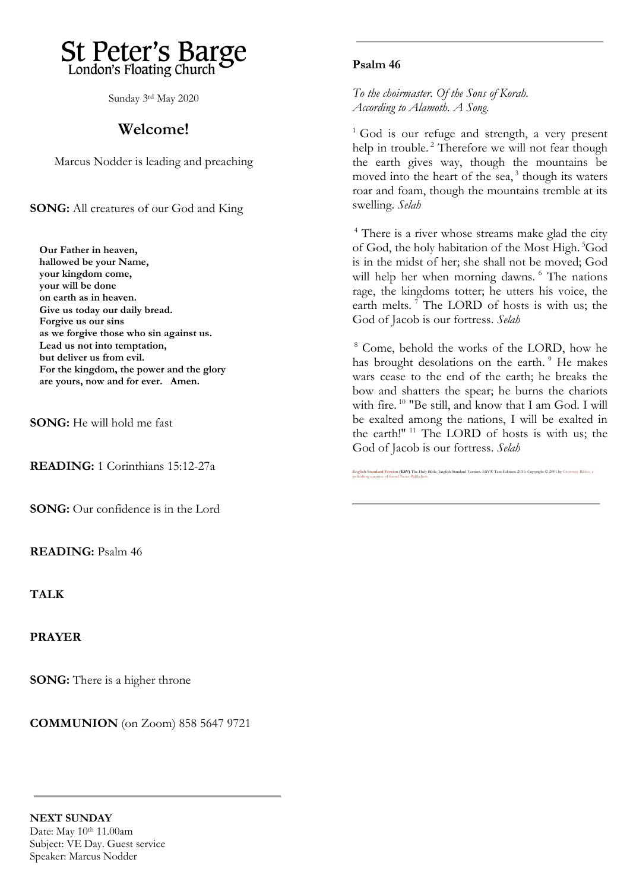# St Peter's Barge

London's Floating Church

Sunday 3rd May 2020

## Welcome!

Marcus Nodder is leading and preaching

**SONG:** All creatures of our God and King

**Our Father in heaven,**
**hallowed be your Name,**
**your kingdom come,**
**your will be done**
**on earth as in heaven.**
**Give us today our daily bread.**
**Forgive us our sins**
**as we forgive those who sin against us.**
**Lead us not into temptation,**
**but deliver us from evil.**
**For the kingdom, the power and the glory**
**are yours, now and for ever. Amen.**

**SONG:** He will hold me fast

**READING:** 1 Corinthians 15:12-27a

**SONG:** Our confidence is in the Lord

**READING:** Psalm 46

**TALK**

**PRAYER**

**SONG:** There is a higher throne

**COMMUNION** (on Zoom) 858 5647 9721

---

**NEXT SUNDAY**
Date: May 10th 11.00am
Subject: VE Day. Guest service
Speaker: Marcus Nodder

---

**Psalm 46**

*To the choirmaster. Of the Sons of Korah. According to Alamoth. A Song.*

1 God is our refuge and strength, a very present help in trouble. 2 Therefore we will not fear though the earth gives way, though the mountains be moved into the heart of the sea, 3 though its waters roar and foam, though the mountains tremble at its swelling. *Selah*

4 There is a river whose streams make glad the city of God, the holy habitation of the Most High. 5 God is in the midst of her; she shall not be moved; God will help her when morning dawns. 6 The nations rage, the kingdoms totter; he utters his voice, the earth melts. 7 The LORD of hosts is with us; the God of Jacob is our fortress. *Selah*

8 Come, behold the works of the LORD, how he has brought desolations on the earth. 9 He makes wars cease to the end of the earth; he breaks the bow and shatters the spear; he burns the chariots with fire. 10 "Be still, and know that I am God. I will be exalted among the nations, I will be exalted in the earth!" 11 The LORD of hosts is with us; the God of Jacob is our fortress. *Selah*

English Standard Version (ESV) The Holy Bible, English Standard Version. ESV® Text Edition: 2016. Copyright © 2001 by Crossway Bibles, a publishing ministry of Good News Publishers.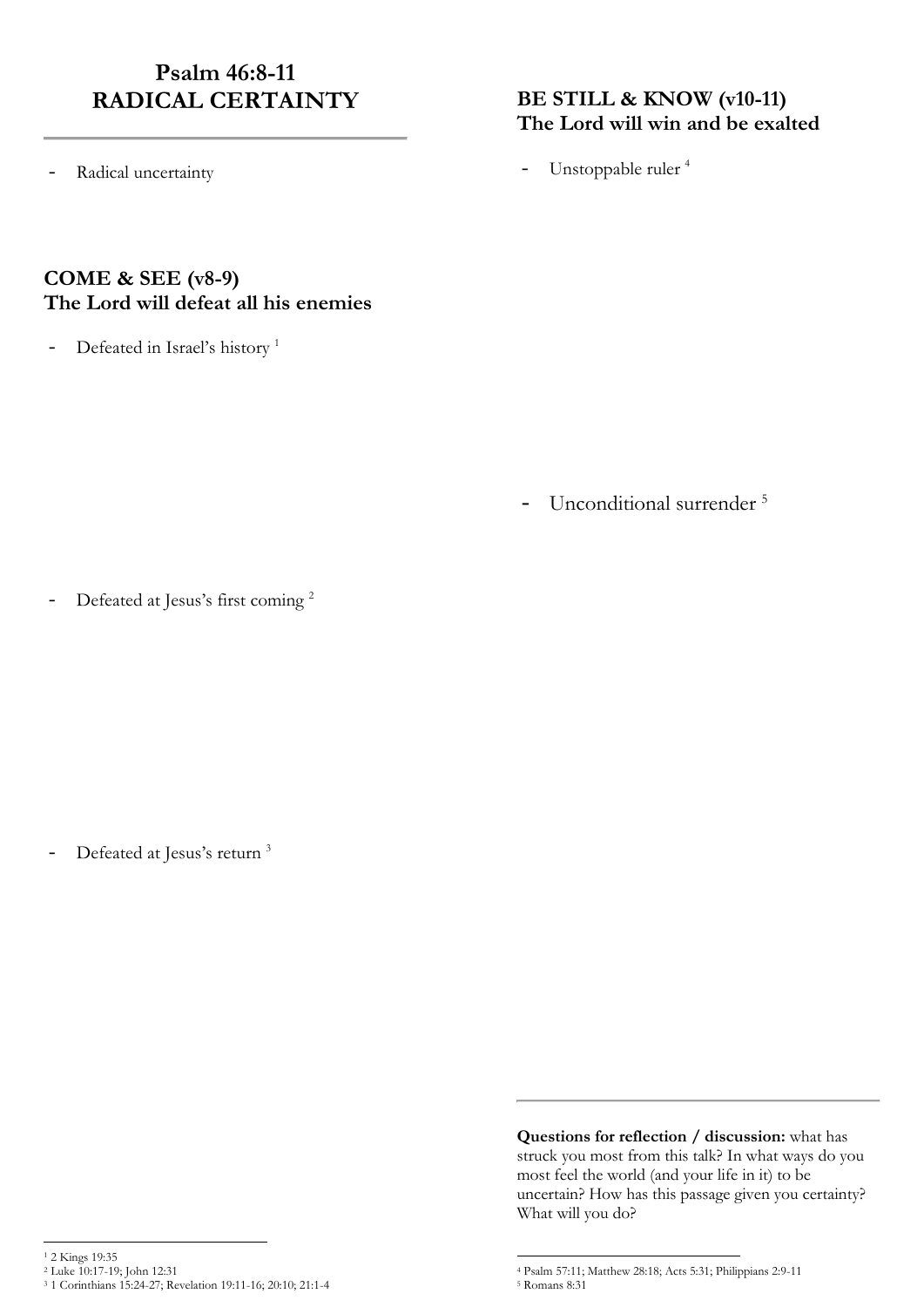# Psalm 46:8-11
# RADICAL CERTAINTY

- Radical uncertainty

## COME & SEE (v8-9)
## The Lord will defeat all his enemies

- Defeated in Israel's history [1]

- Defeated at Jesus's first coming [2]

- Defeated at Jesus's return [3]

[1] 2 Kings 19:35
[2] Luke 10:17-19; John 12:31
[3] 1 Corinthians 15:24-27; Revelation 19:11-16; 20:10; 21:1-4

## BE STILL & KNOW (v10-11)
## The Lord will win and be exalted

- Unstoppable ruler [4]

- Unconditional surrender [5]

**Questions for reflection / discussion:** what has struck you most from this talk? In what ways do you most feel the world (and your life in it) to be uncertain? How has this passage given you certainty? What will you do?

[4] Psalm 57:11; Matthew 28:18; Acts 5:31; Philippians 2:9-11
[5] Romans 8:31